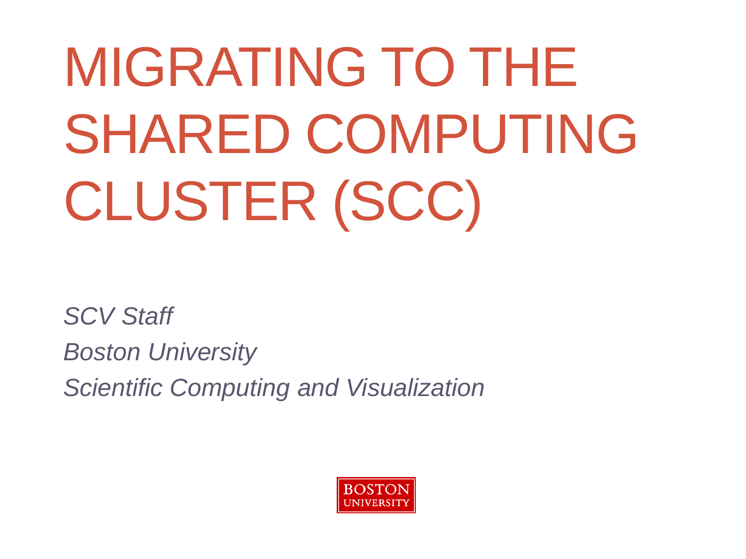# MIGRATING TO THE SHARED COMPUTING CLUSTER (SCC)

*SCV Staff*

*Boston University*

*Scientific Computing and Visualization*

BOSTON UNIVERSITY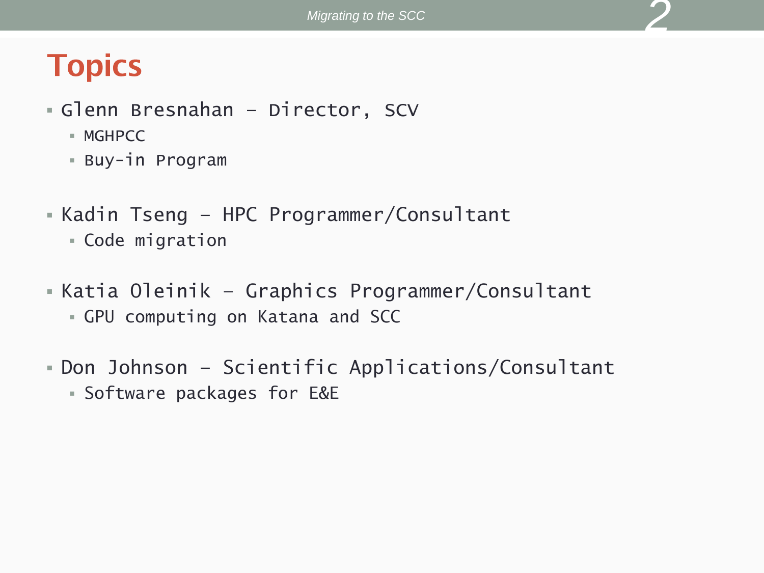# Topics

- Glenn Bresnahan – Director, SCV
  - MGHPCC
  - Buy-in Program

- Kadin Tseng – HPC Programmer/Consultant
  - Code migration

- Katia Oleinik – Graphics Programmer/Consultant
  - GPU computing on Katana and SCC

- Don Johnson – Scientific Applications/Consultant
  - Software packages for E&E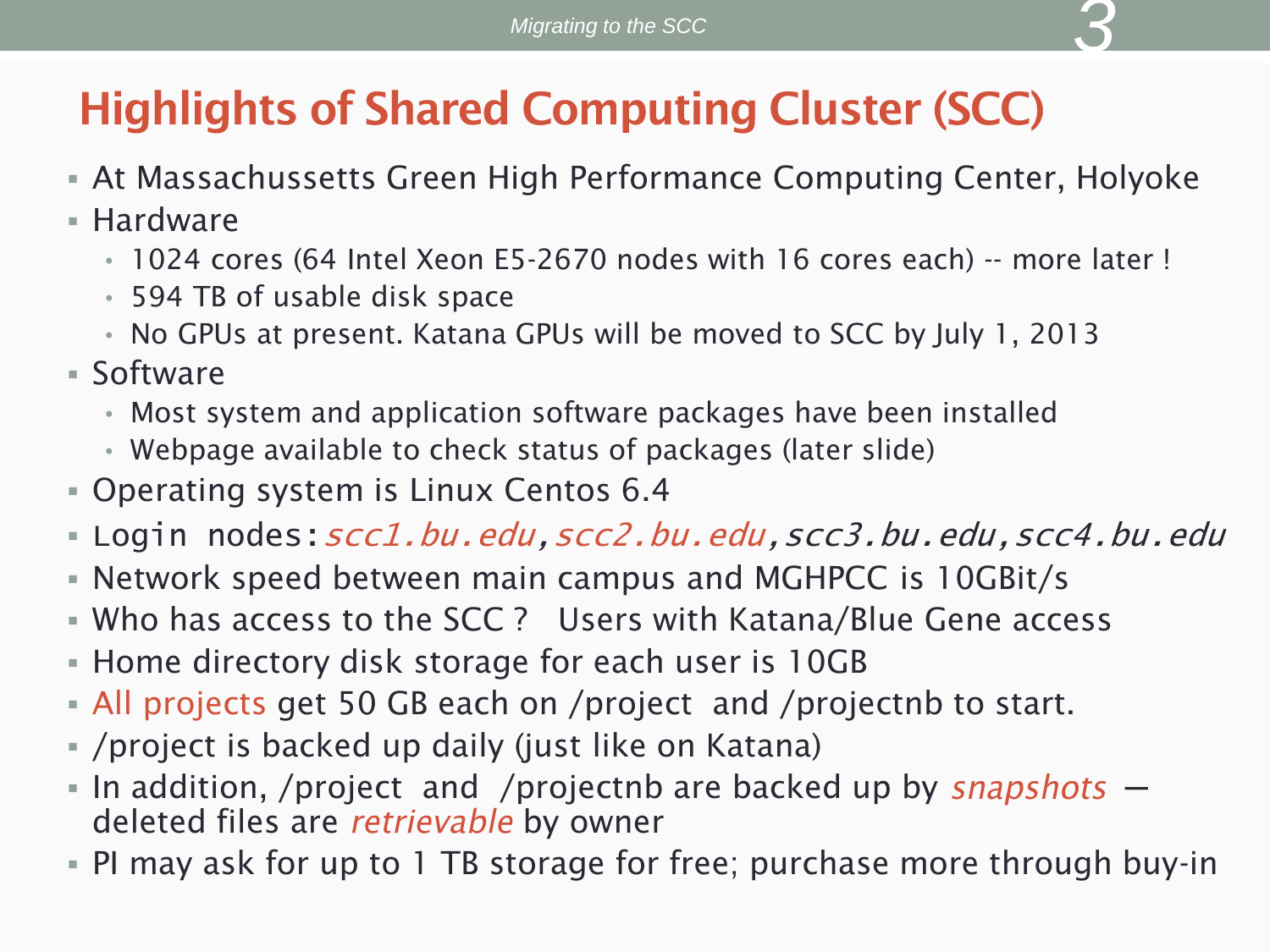# Highlights of Shared Computing Cluster (SCC)

- At Massachussetts Green High Performance Computing Center, Holyoke
- Hardware
  - 1024 cores (64 Intel Xeon E5-2670 nodes with 16 cores each) -- more later !
  - 594 TB of usable disk space
  - No GPUs at present. Katana GPUs will be moved to SCC by July 1, 2013
- Software
  - Most system and application software packages have been installed
  - Webpage available to check status of packages (later slide)
- Operating system is Linux Centos 6.4
- Login nodes: *scc1.bu.edu*, *scc2.bu.edu*, *scc3.bu.edu*, *scc4.bu.edu*
- Network speed between main campus and MGHPCC is 10GBit/s
- Who has access to the SCC ? Users with Katana/Blue Gene access
- Home directory disk storage for each user is 10GB
- All projects get 50 GB each on /project and /projectnb to start.
- /project is backed up daily (just like on Katana)
- In addition, /project and /projectnb are backed up by *snapshots* — deleted files are *retrievable* by owner
- PI may ask for up to 1 TB storage for free; purchase more through buy-in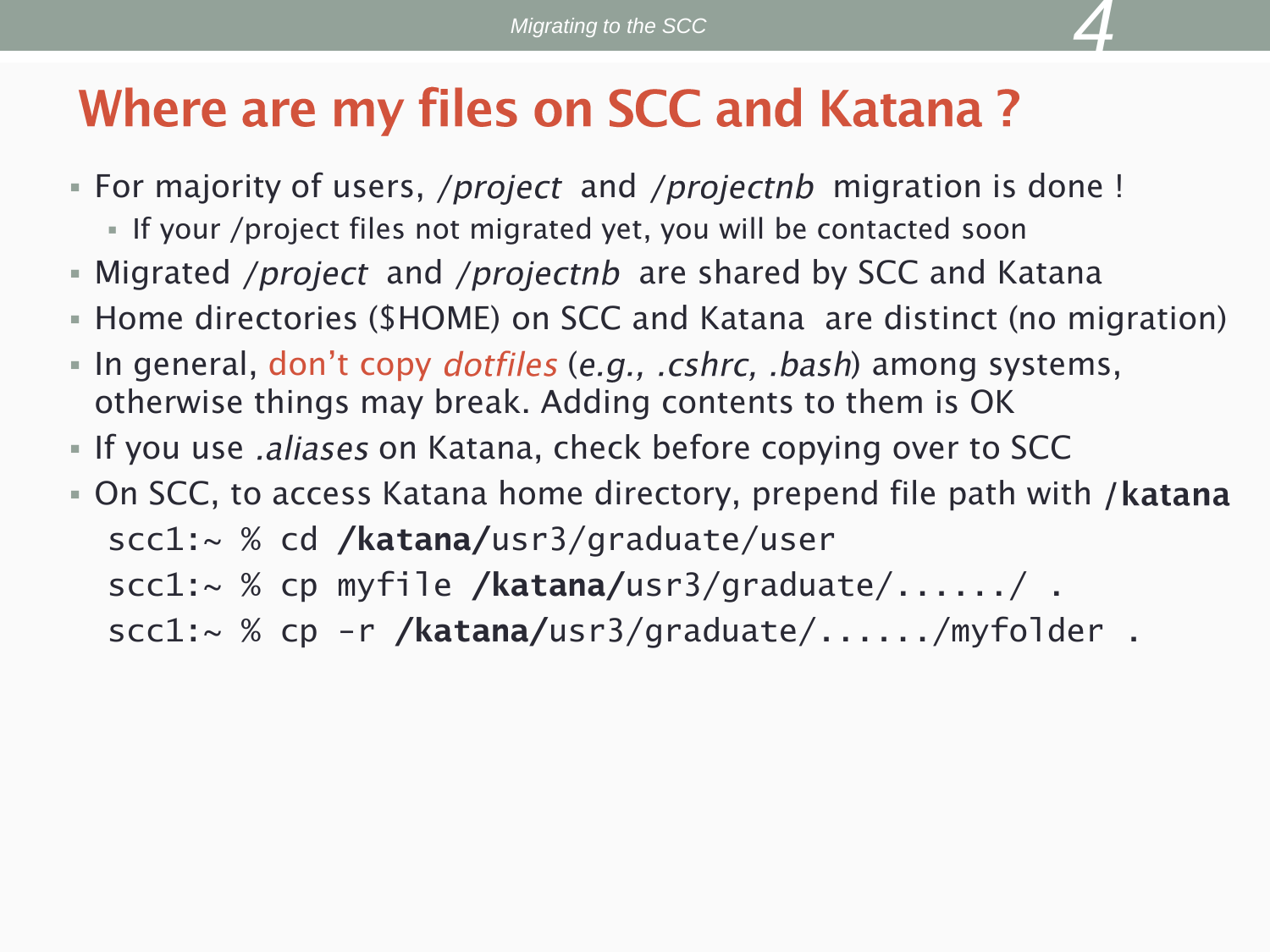# Where are my files on SCC and Katana ?

- For majority of users, */project* and */projectnb* migration is done !
  - If your /project files not migrated yet, you will be contacted soon
- Migrated */project* and */projectnb* are shared by SCC and Katana
- Home directories ($HOME) on SCC and Katana are distinct (no migration)
- In general, don't copy *dotfiles* (*e.g., .cshrc, .bash*) among systems, otherwise things may break. Adding contents to them is OK
- If you use *.aliases* on Katana, check before copying over to SCC
- On SCC, to access Katana home directory, prepend file path with **/katana**

```
scc1:~ % cd /katana/usr3/graduate/user
scc1:~ % cp myfile /katana/usr3/graduate/....../ .
scc1:~ % cp -r /katana/usr3/graduate/....../myfolder .
```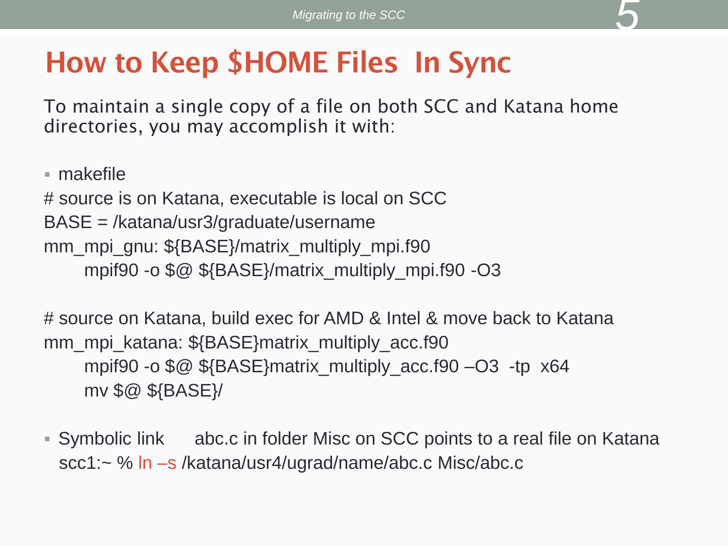# How to Keep $HOME Files  In Sync

To maintain a single copy of a file on both SCC and Katana home directories, you may accomplish it with:

- makefile

```
# source is on Katana, executable is local on SCC
BASE = /katana/usr3/graduate/username
mm_mpi_gnu: ${BASE}/matrix_multiply_mpi.f90
      mpif90 -o $@ ${BASE}/matrix_multiply_mpi.f90 -O3

# source on Katana, build exec for AMD & Intel & move back to Katana
mm_mpi_katana: ${BASE}matrix_multiply_acc.f90
      mpif90 -o $@ ${BASE}matrix_multiply_acc.f90 –O3  -tp  x64
      mv $@ ${BASE}/
```

- Symbolic link      abc.c in folder Misc on SCC points to a real file on Katana

  scc1:~ % ln –s /katana/usr4/ugrad/name/abc.c Misc/abc.c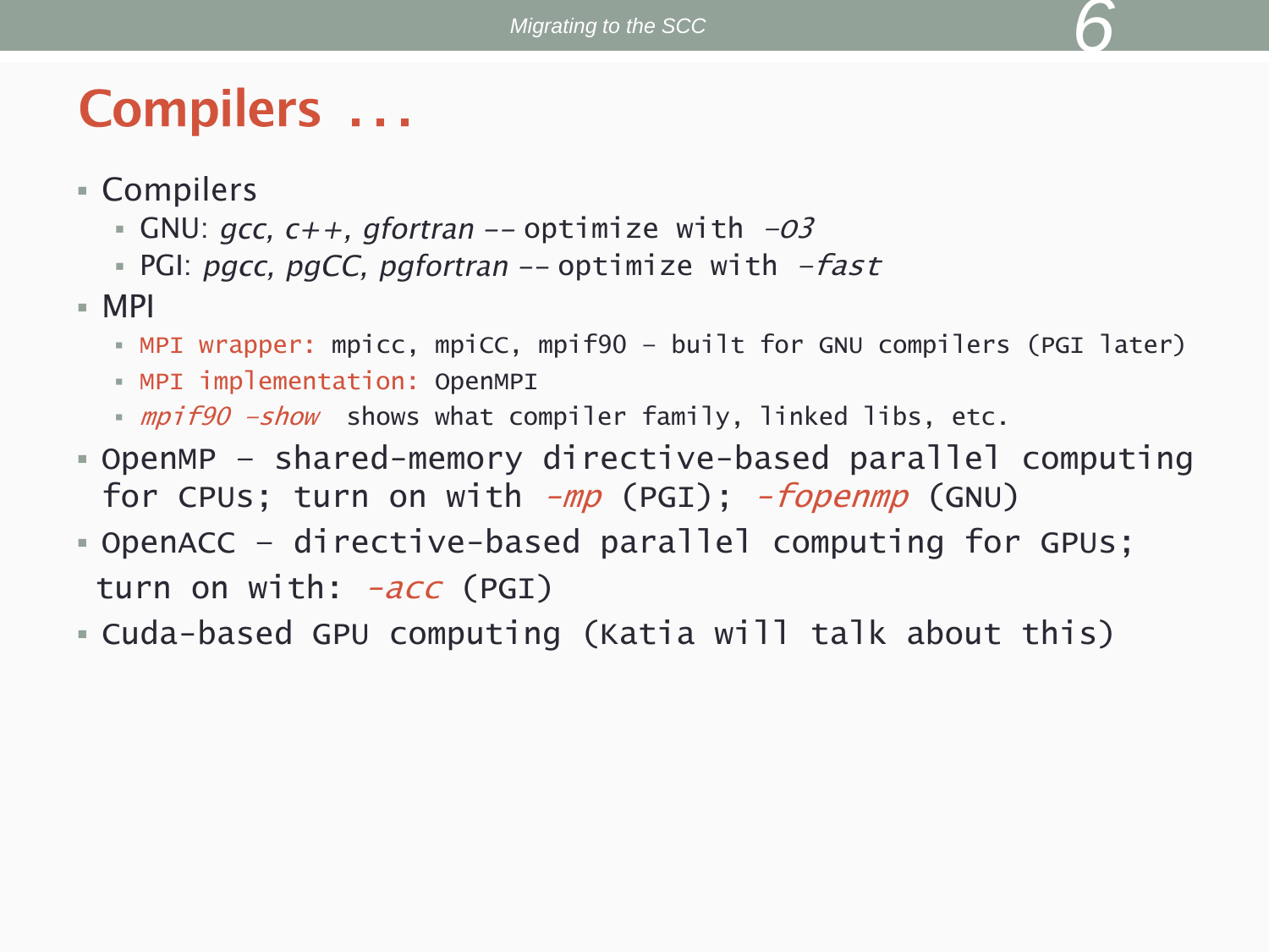# Compilers …

- Compilers
  - GNU: *gcc, c++, gfortran* -- optimize with *-O3*
  - PGI: *pgcc, pgCC, pgfortran* -- optimize with *-fast*
- MPI
  - MPI wrapper: mpicc, mpiCC, mpif90 – built for GNU compilers (PGI later)
  - MPI implementation: OpenMPI
  - *mpif90 -show* shows what compiler family, linked libs, etc.
- OpenMP – shared-memory directive-based parallel computing for CPUs; turn on with *-mp* (PGI); *-fopenmp* (GNU)
- OpenACC – directive-based parallel computing for GPUs; turn on with: *-acc* (PGI)
- Cuda-based GPU computing (Katia will talk about this)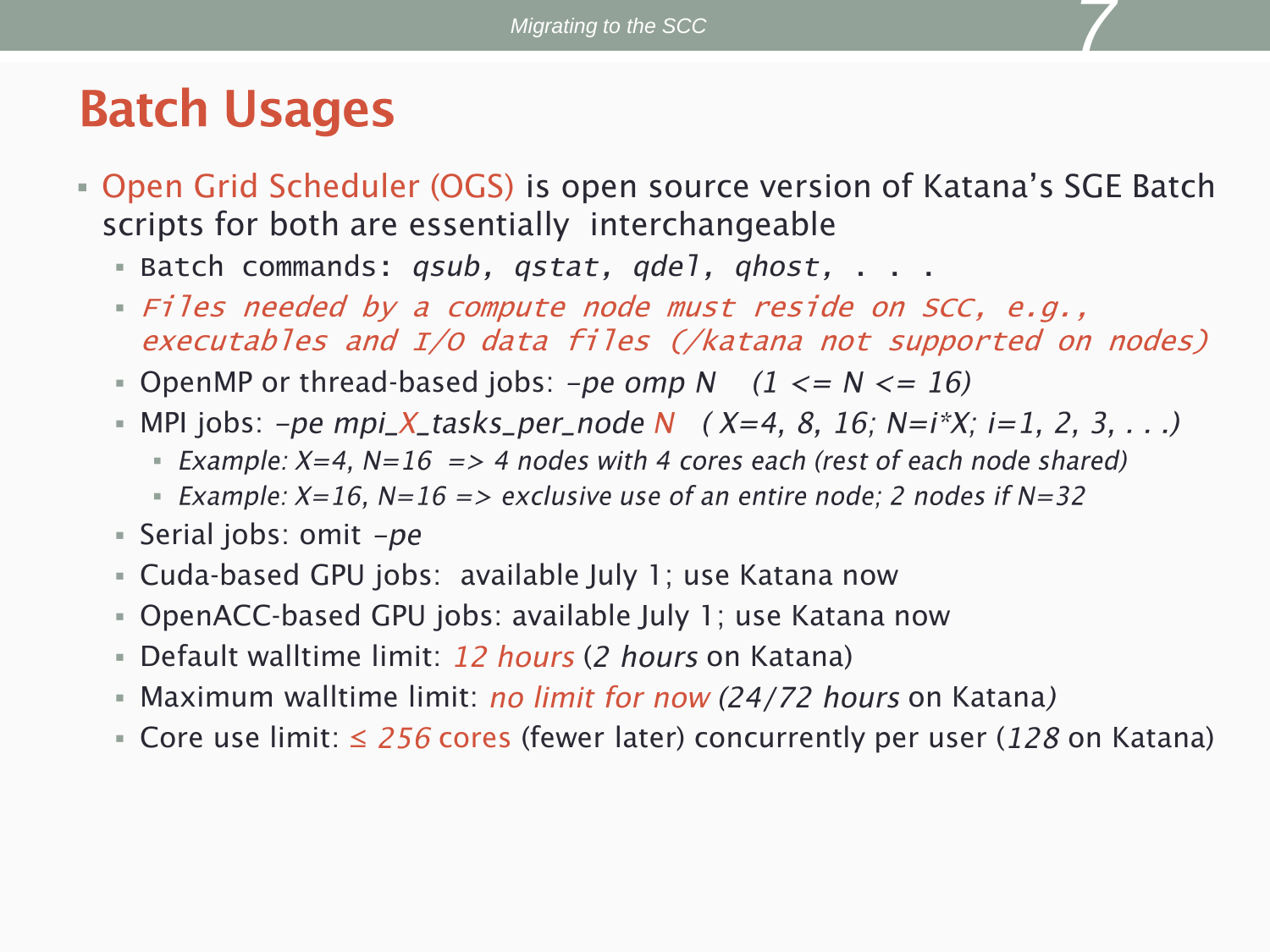# Batch Usages

- Open Grid Scheduler (OGS) is open source version of Katana's SGE Batch scripts for both are essentially interchangeable
  - Batch commands: *qsub, qstat, qdel, qhost, . . .*
  - *Files needed by a compute node must reside on SCC, e.g., executables and I/O data files (/katana not supported on nodes)*
  - OpenMP or thread-based jobs: *–pe omp N* *(1 <= N <= 16)*
  - MPI jobs: *–pe mpi_X_tasks_per_node N* *( X=4, 8, 16; N=i\*X; i=1, 2, 3, . . .)*
    - *Example: X=4, N=16 => 4 nodes with 4 cores each (rest of each node shared)*
    - *Example: X=16, N=16 => exclusive use of an entire node; 2 nodes if N=32*
  - Serial jobs: omit *–pe*
  - Cuda-based GPU jobs: available July 1; use Katana now
  - OpenACC-based GPU jobs: available July 1; use Katana now
  - Default walltime limit: *12 hours* (*2 hours* on Katana)
  - Maximum walltime limit: *no limit for now* *(24/72 hours* on Katana*)*
  - Core use limit: *≤ 256* cores (fewer later) concurrently per user (*128* on Katana)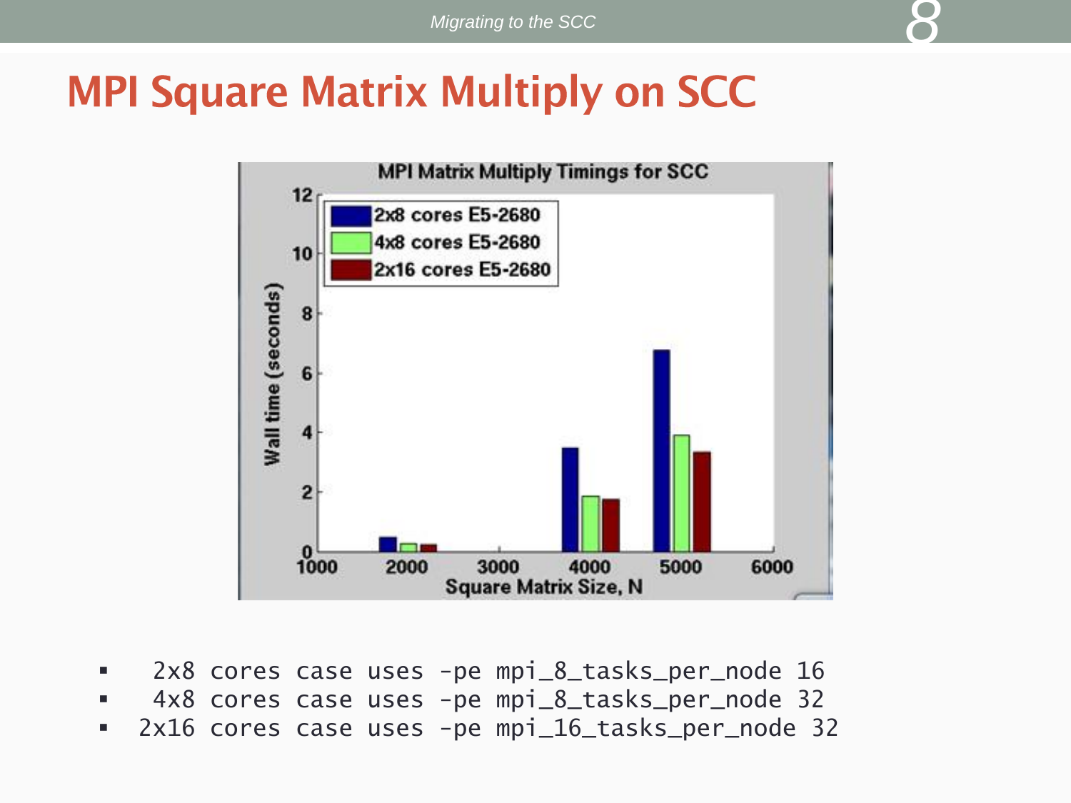# MPI Square Matrix Multiply on SCC

- 2x8 cores case uses -pe mpi_8_tasks_per_node 16
- 4x8 cores case uses -pe mpi_8_tasks_per_node 32
- 2x16 cores case uses -pe mpi_16_tasks_per_node 32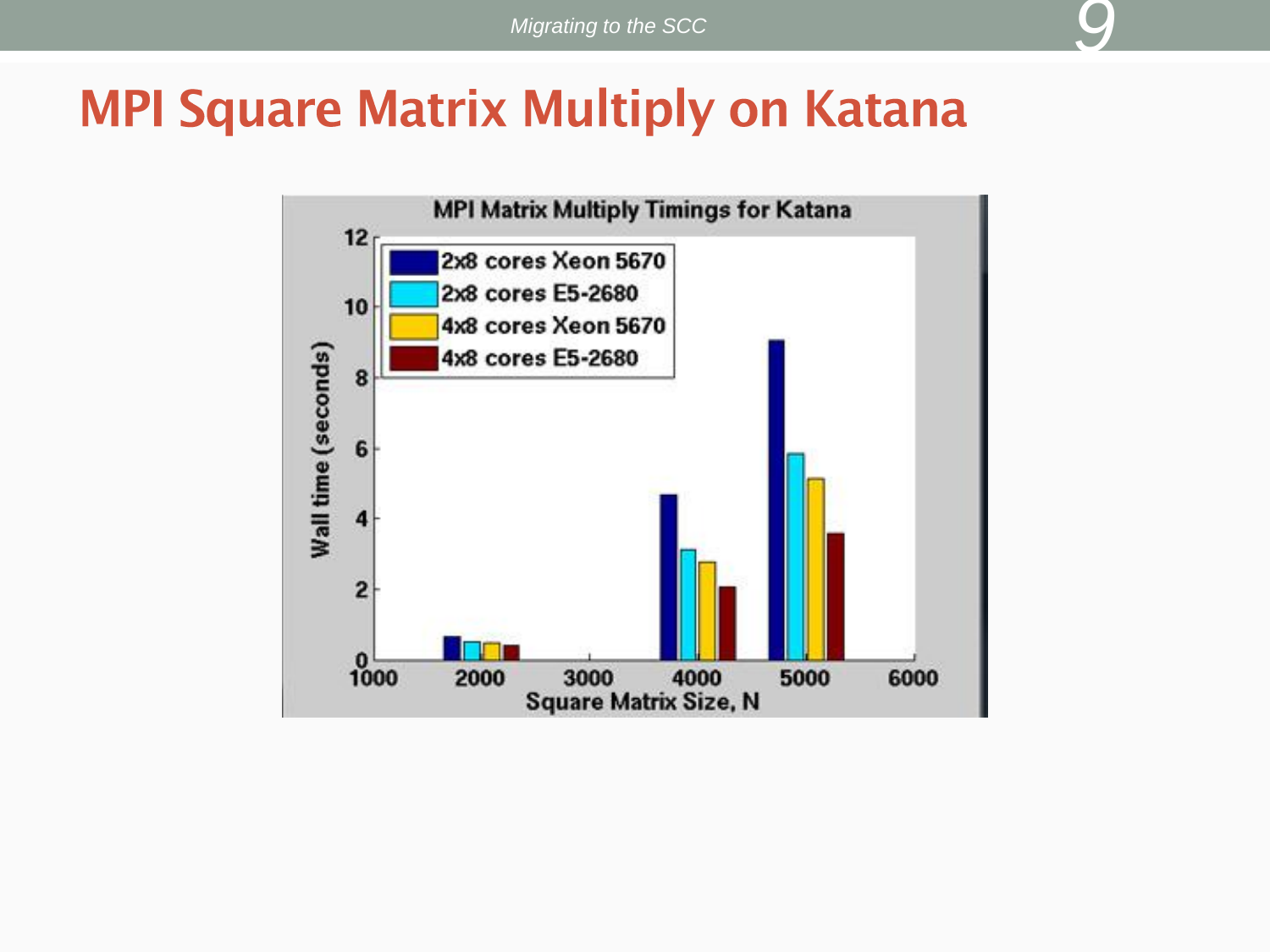# MPI Square Matrix Multiply on Katana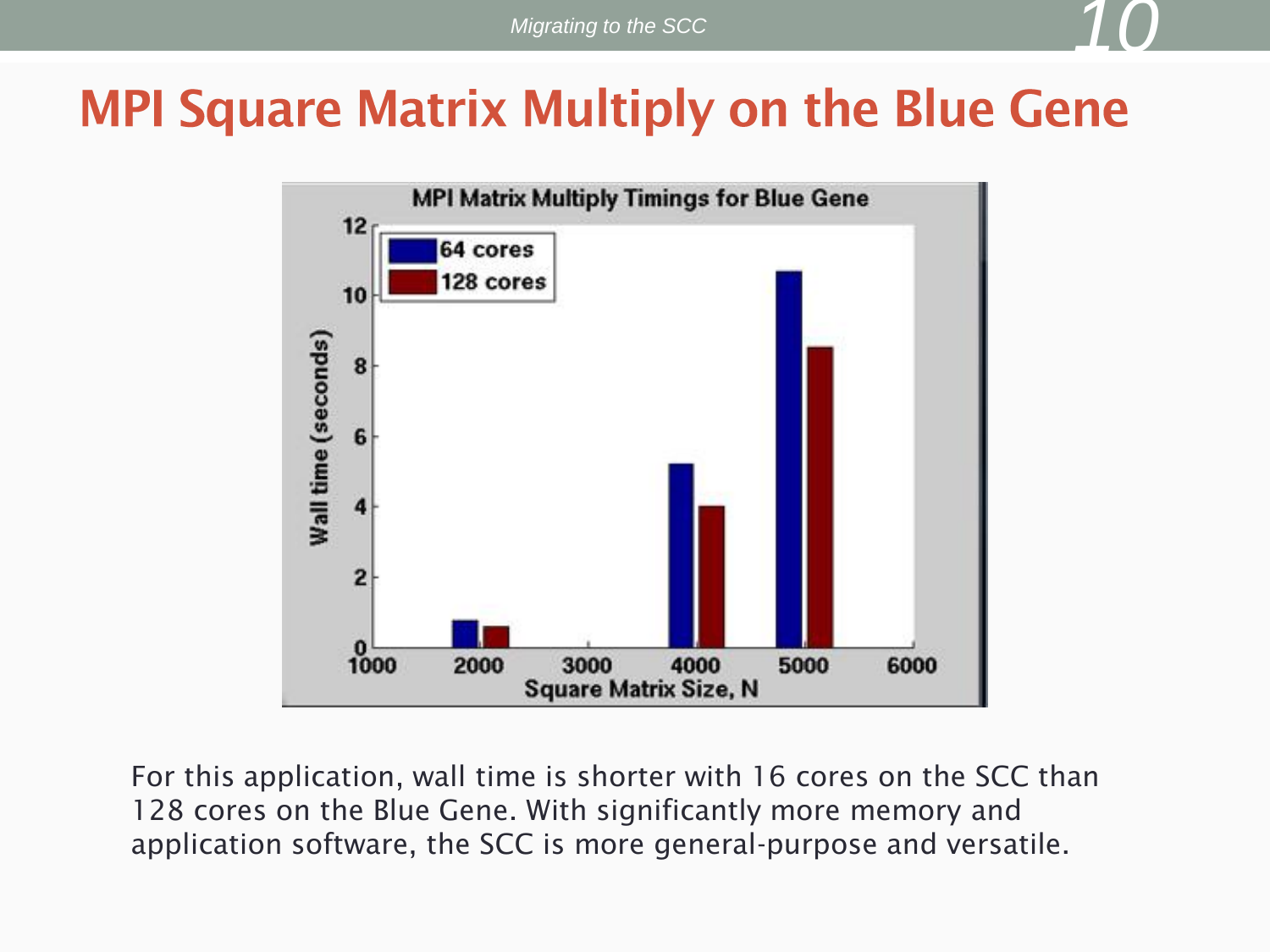# MPI Square Matrix Multiply on the Blue Gene

For this application, wall time is shorter with 16 cores on the SCC than 128 cores on the Blue Gene. With significantly more memory and application software, the SCC is more general-purpose and versatile.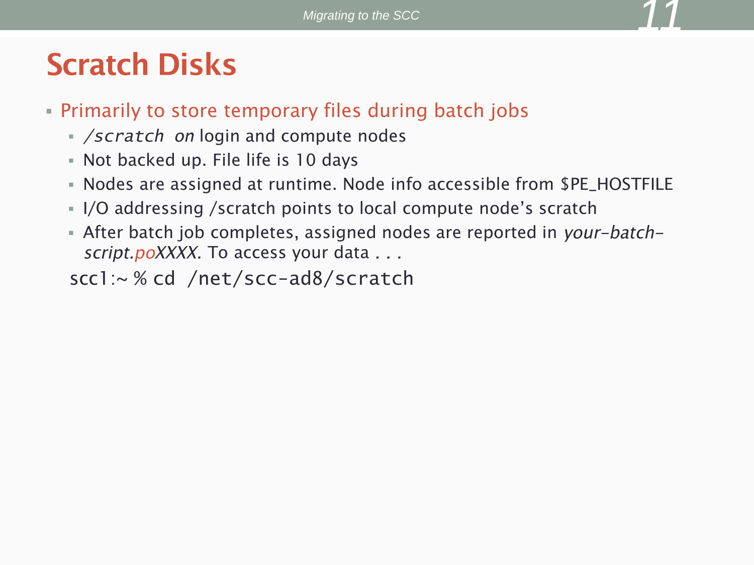# Scratch Disks

- Primarily to store temporary files during batch jobs
  - */scratch on* login and compute nodes
  - Not backed up. File life is 10 days
  - Nodes are assigned at runtime. Node info accessible from $PE_HOSTFILE
  - I/O addressing /scratch points to local compute node's scratch
  - After batch job completes, assigned nodes are reported in *your-batch-script.poXXXX.* To access your data *. . .*

```
scc1:~ % cd /net/scc-ad8/scratch
```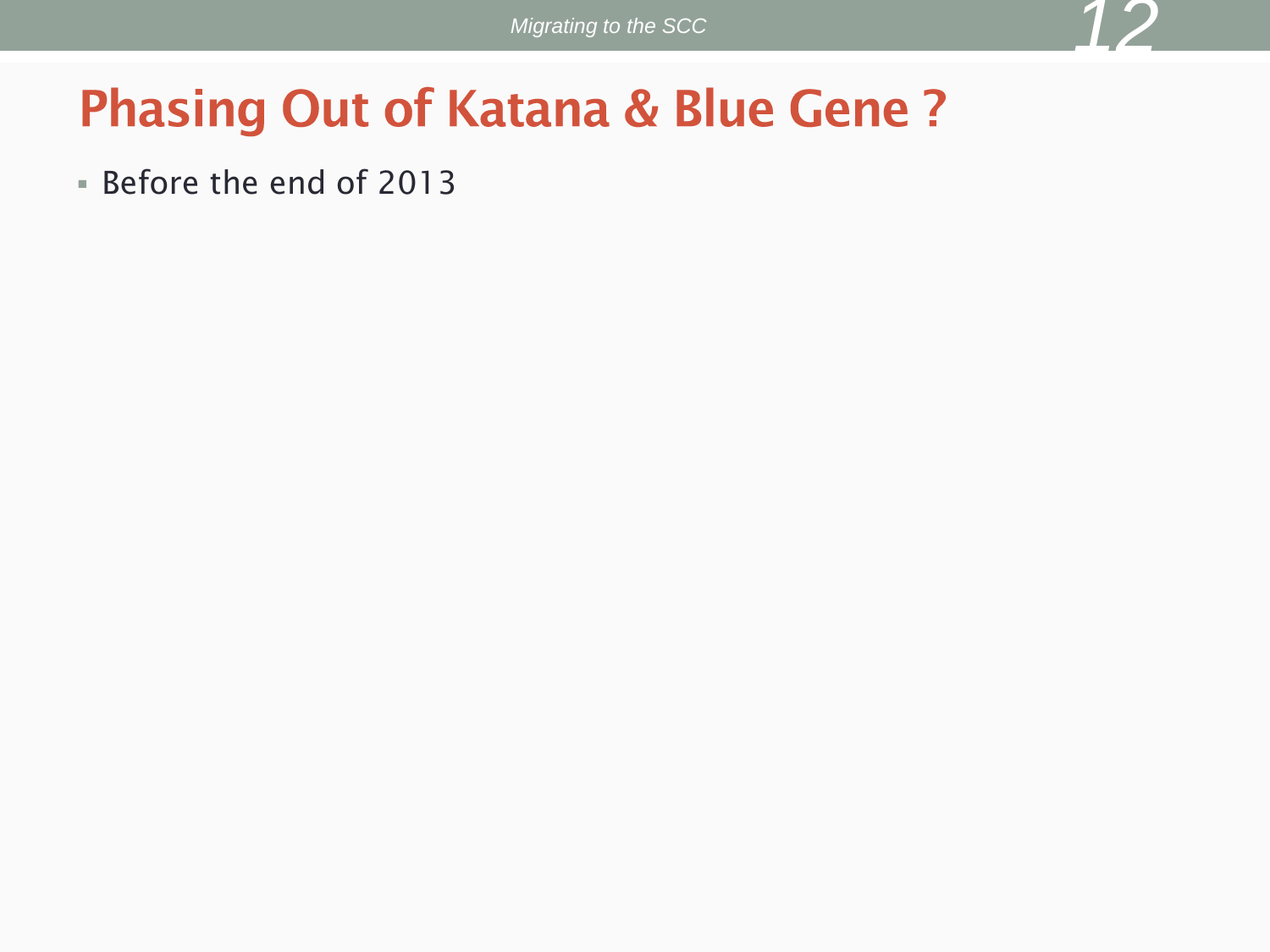# Phasing Out of Katana & Blue Gene ?

- Before the end of 2013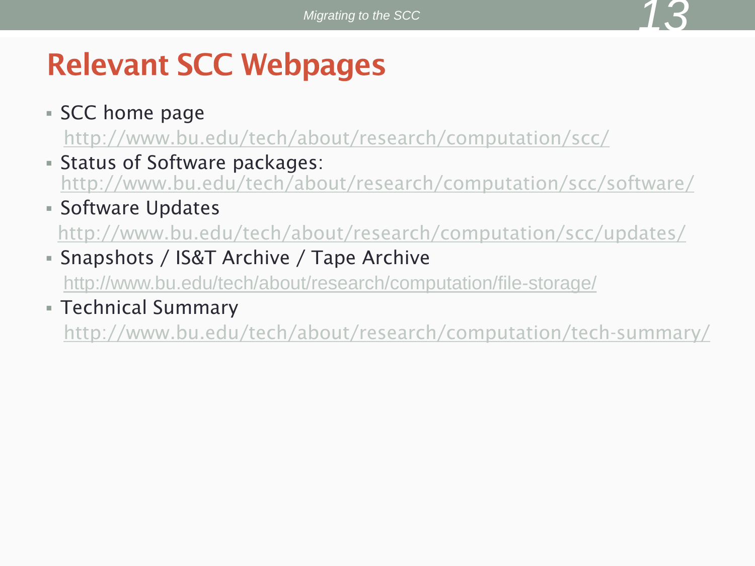# Relevant SCC Webpages

- SCC home page
  http://www.bu.edu/tech/about/research/computation/scc/
- Status of Software packages:
  http://www.bu.edu/tech/about/research/computation/scc/software/
- Software Updates
  http://www.bu.edu/tech/about/research/computation/scc/updates/
- Snapshots / IS&T Archive / Tape Archive
  http://www.bu.edu/tech/about/research/computation/file-storage/
- Technical Summary
  http://www.bu.edu/tech/about/research/computation/tech-summary/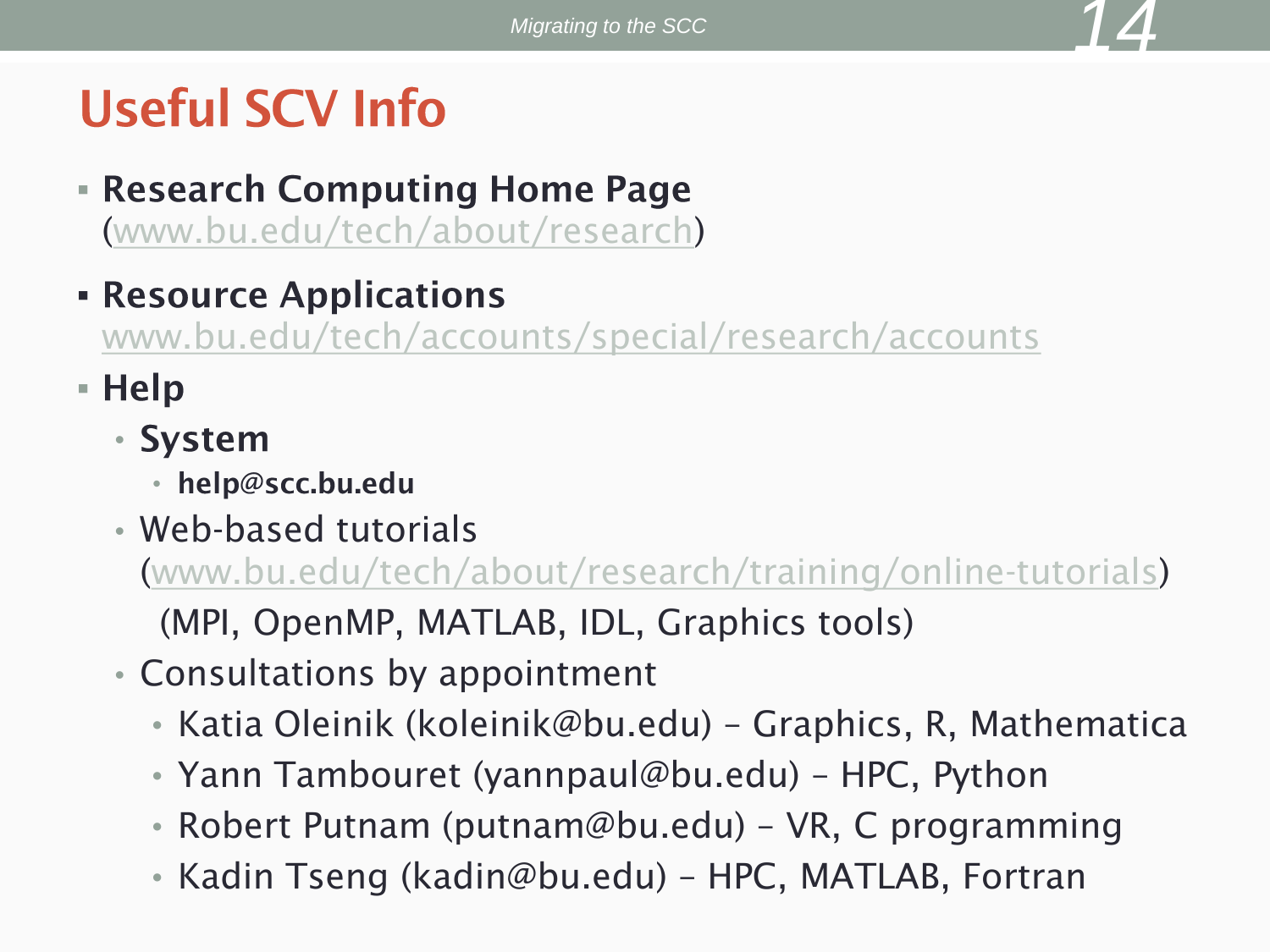# Useful SCV Info

- **Research Computing Home Page** (www.bu.edu/tech/about/research)
- **Resource Applications** www.bu.edu/tech/accounts/special/research/accounts
- **Help**
  - **System**
    - **help@scc.bu.edu**
  - Web-based tutorials (www.bu.edu/tech/about/research/training/online-tutorials) (MPI, OpenMP, MATLAB, IDL, Graphics tools)
  - Consultations by appointment
    - Katia Oleinik (koleinik@bu.edu) – Graphics, R, Mathematica
    - Yann Tambouret (yannpaul@bu.edu) – HPC, Python
    - Robert Putnam (putnam@bu.edu) – VR, C programming
    - Kadin Tseng (kadin@bu.edu) – HPC, MATLAB, Fortran